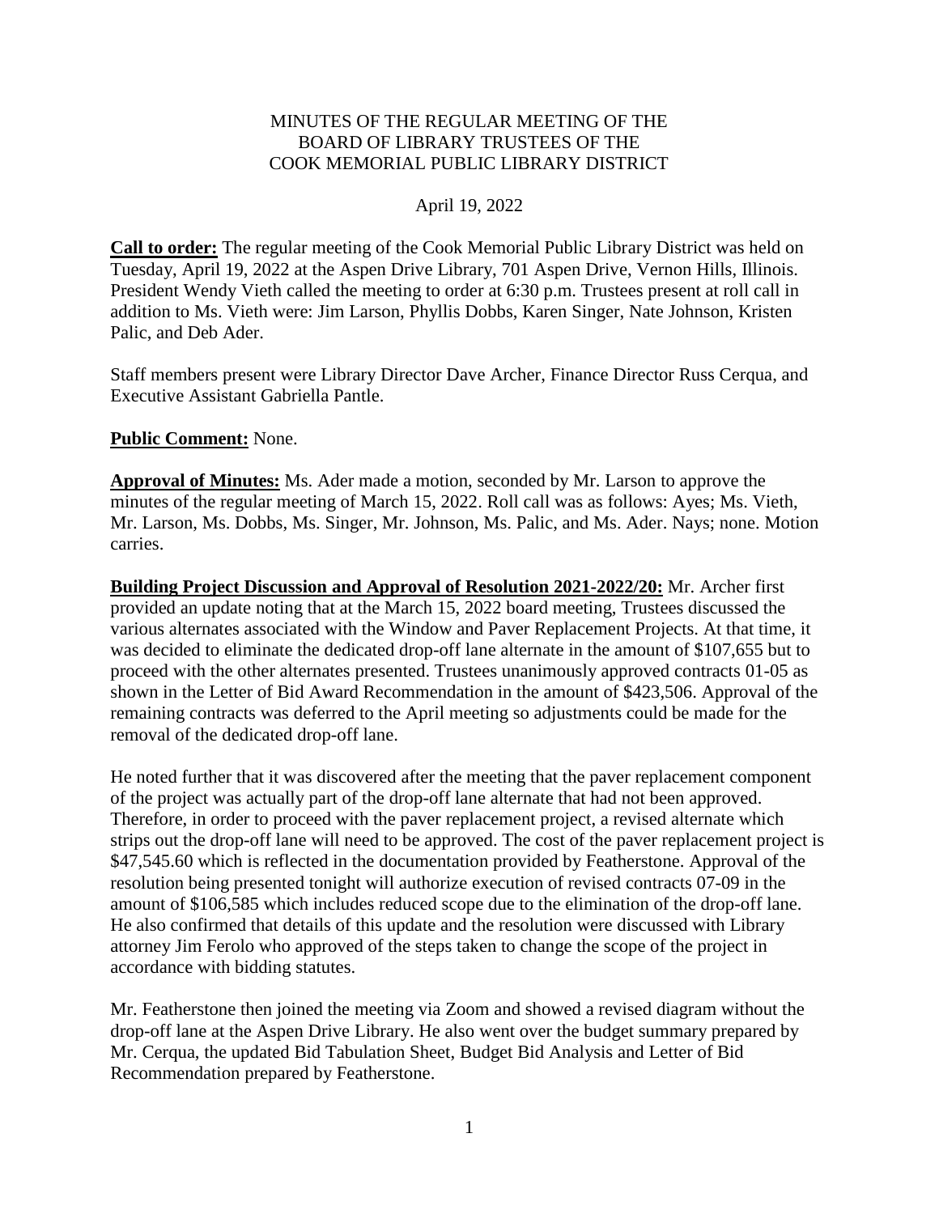MINUTES OF THE REGULAR MEETING OF THE
BOARD OF LIBRARY TRUSTEES OF THE
COOK MEMORIAL PUBLIC LIBRARY DISTRICT

April 19, 2022

**Call to order:** The regular meeting of the Cook Memorial Public Library District was held on Tuesday, April 19, 2022 at the Aspen Drive Library, 701 Aspen Drive, Vernon Hills, Illinois. President Wendy Vieth called the meeting to order at 6:30 p.m. Trustees present at roll call in addition to Ms. Vieth were: Jim Larson, Phyllis Dobbs, Karen Singer, Nate Johnson, Kristen Palic, and Deb Ader.

Staff members present were Library Director Dave Archer, Finance Director Russ Cerqua, and Executive Assistant Gabriella Pantle.

**Public Comment:** None.

**Approval of Minutes:** Ms. Ader made a motion, seconded by Mr. Larson to approve the minutes of the regular meeting of March 15, 2022. Roll call was as follows: Ayes; Ms. Vieth, Mr. Larson, Ms. Dobbs, Ms. Singer, Mr. Johnson, Ms. Palic, and Ms. Ader. Nays; none. Motion carries.

**Building Project Discussion and Approval of Resolution 2021-2022/20:** Mr. Archer first provided an update noting that at the March 15, 2022 board meeting, Trustees discussed the various alternates associated with the Window and Paver Replacement Projects. At that time, it was decided to eliminate the dedicated drop-off lane alternate in the amount of $107,655 but to proceed with the other alternates presented. Trustees unanimously approved contracts 01-05 as shown in the Letter of Bid Award Recommendation in the amount of $423,506. Approval of the remaining contracts was deferred to the April meeting so adjustments could be made for the removal of the dedicated drop-off lane.

He noted further that it was discovered after the meeting that the paver replacement component of the project was actually part of the drop-off lane alternate that had not been approved. Therefore, in order to proceed with the paver replacement project, a revised alternate which strips out the drop-off lane will need to be approved. The cost of the paver replacement project is $47,545.60 which is reflected in the documentation provided by Featherstone. Approval of the resolution being presented tonight will authorize execution of revised contracts 07-09 in the amount of $106,585 which includes reduced scope due to the elimination of the drop-off lane. He also confirmed that details of this update and the resolution were discussed with Library attorney Jim Ferolo who approved of the steps taken to change the scope of the project in accordance with bidding statutes.

Mr. Featherstone then joined the meeting via Zoom and showed a revised diagram without the drop-off lane at the Aspen Drive Library. He also went over the budget summary prepared by Mr. Cerqua, the updated Bid Tabulation Sheet, Budget Bid Analysis and Letter of Bid Recommendation prepared by Featherstone.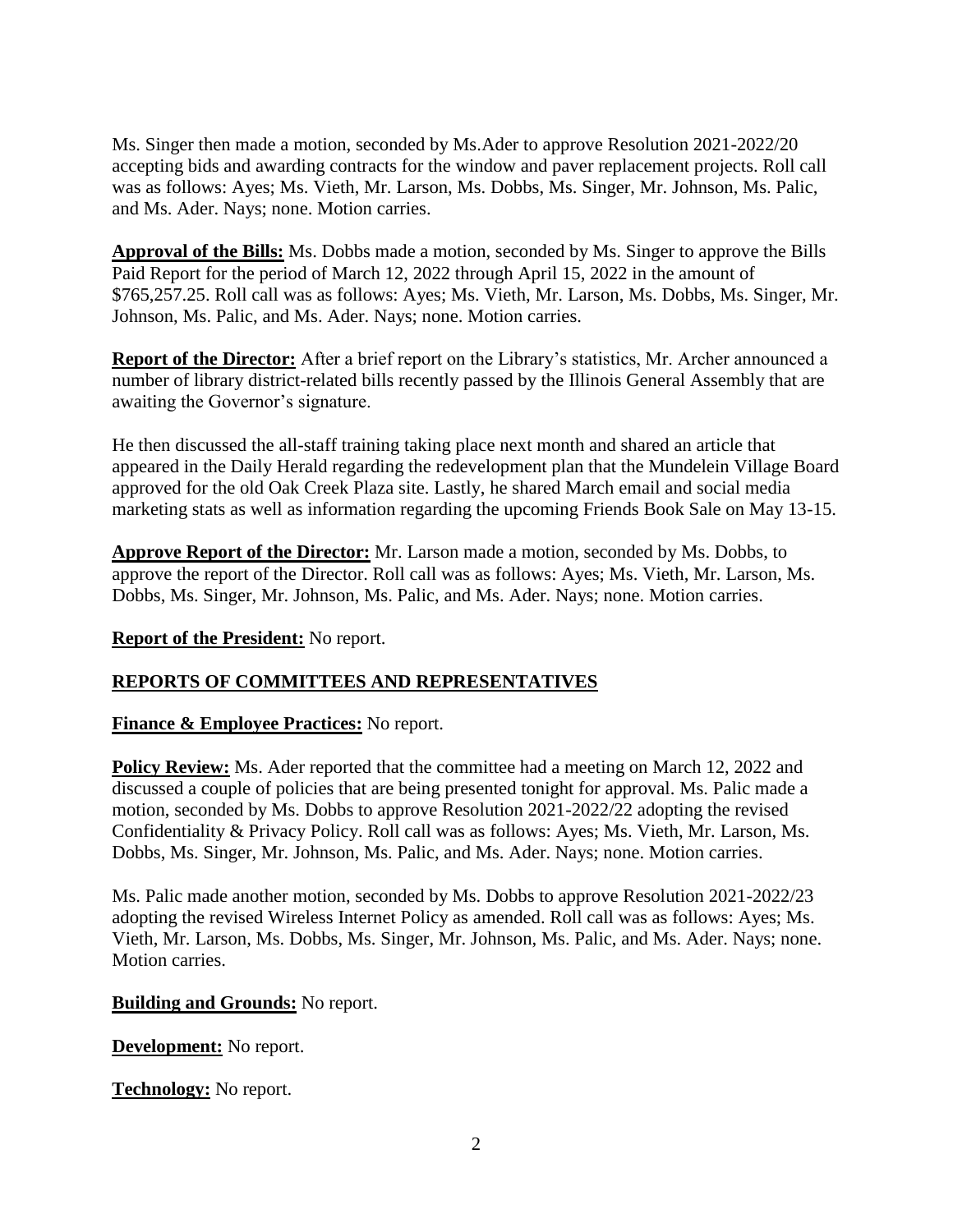Ms. Singer then made a motion, seconded by Ms.Ader to approve Resolution 2021-2022/20 accepting bids and awarding contracts for the window and paver replacement projects. Roll call was as follows: Ayes; Ms. Vieth, Mr. Larson, Ms. Dobbs, Ms. Singer, Mr. Johnson, Ms. Palic, and Ms. Ader. Nays; none. Motion carries.

**Approval of the Bills:** Ms. Dobbs made a motion, seconded by Ms. Singer to approve the Bills Paid Report for the period of March 12, 2022 through April 15, 2022 in the amount of $765,257.25. Roll call was as follows: Ayes; Ms. Vieth, Mr. Larson, Ms. Dobbs, Ms. Singer, Mr. Johnson, Ms. Palic, and Ms. Ader. Nays; none. Motion carries.

**Report of the Director:** After a brief report on the Library's statistics, Mr. Archer announced a number of library district-related bills recently passed by the Illinois General Assembly that are awaiting the Governor's signature.

He then discussed the all-staff training taking place next month and shared an article that appeared in the Daily Herald regarding the redevelopment plan that the Mundelein Village Board approved for the old Oak Creek Plaza site. Lastly, he shared March email and social media marketing stats as well as information regarding the upcoming Friends Book Sale on May 13-15.

**Approve Report of the Director:** Mr. Larson made a motion, seconded by Ms. Dobbs, to approve the report of the Director. Roll call was as follows: Ayes; Ms. Vieth, Mr. Larson, Ms. Dobbs, Ms. Singer, Mr. Johnson, Ms. Palic, and Ms. Ader. Nays; none. Motion carries.

**Report of the President:** No report.

## REPORTS OF COMMITTEES AND REPRESENTATIVES

**Finance & Employee Practices:** No report.

**Policy Review:** Ms. Ader reported that the committee had a meeting on March 12, 2022 and discussed a couple of policies that are being presented tonight for approval. Ms. Palic made a motion, seconded by Ms. Dobbs to approve Resolution 2021-2022/22 adopting the revised Confidentiality & Privacy Policy. Roll call was as follows: Ayes; Ms. Vieth, Mr. Larson, Ms. Dobbs, Ms. Singer, Mr. Johnson, Ms. Palic, and Ms. Ader. Nays; none. Motion carries.

Ms. Palic made another motion, seconded by Ms. Dobbs to approve Resolution 2021-2022/23 adopting the revised Wireless Internet Policy as amended. Roll call was as follows: Ayes; Ms. Vieth, Mr. Larson, Ms. Dobbs, Ms. Singer, Mr. Johnson, Ms. Palic, and Ms. Ader. Nays; none. Motion carries.

**Building and Grounds:** No report.

**Development:** No report.

**Technology:** No report.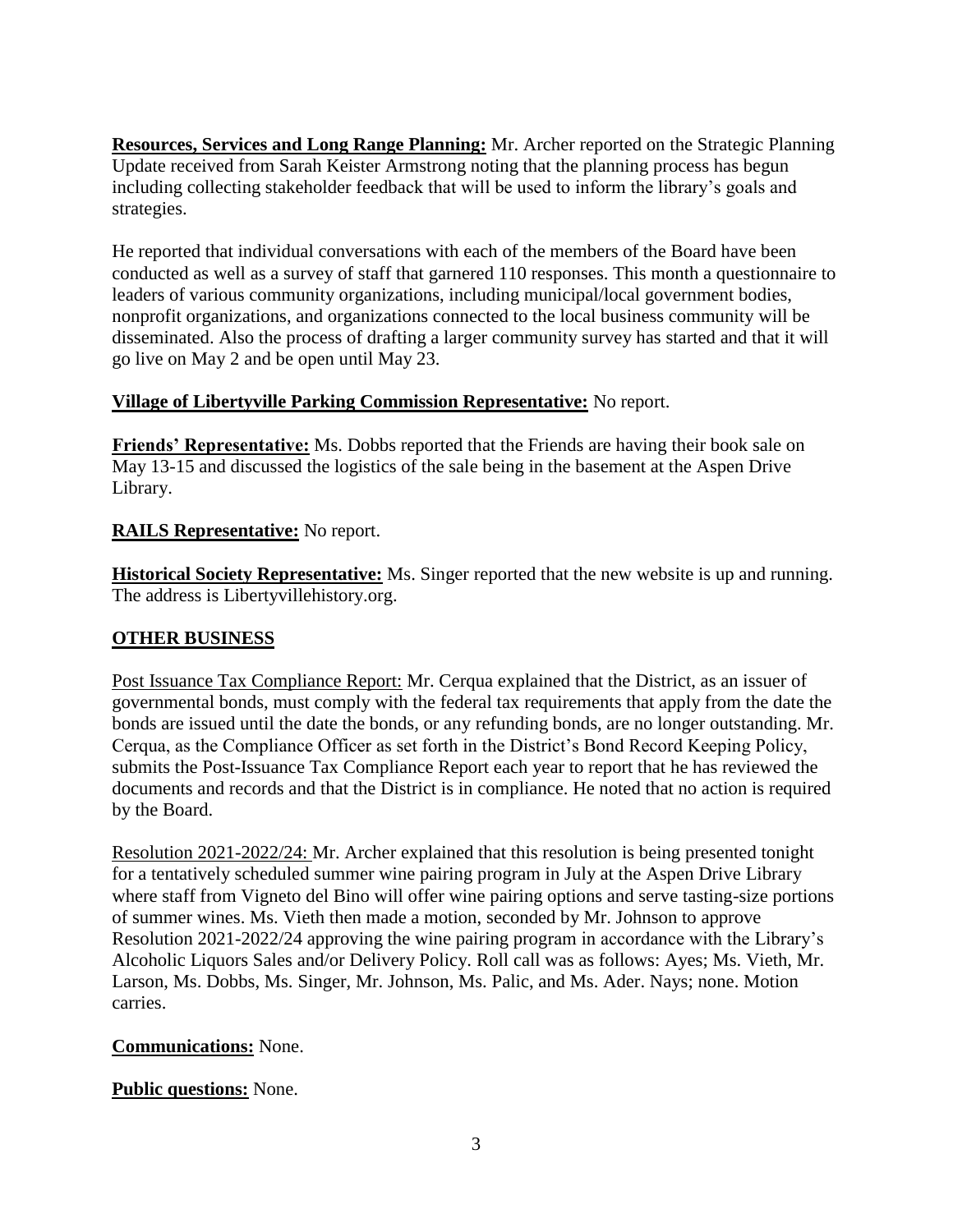**Resources, Services and Long Range Planning:** Mr. Archer reported on the Strategic Planning Update received from Sarah Keister Armstrong noting that the planning process has begun including collecting stakeholder feedback that will be used to inform the library's goals and strategies.

He reported that individual conversations with each of the members of the Board have been conducted as well as a survey of staff that garnered 110 responses. This month a questionnaire to leaders of various community organizations, including municipal/local government bodies, nonprofit organizations, and organizations connected to the local business community will be disseminated. Also the process of drafting a larger community survey has started and that it will go live on May 2 and be open until May 23.

**Village of Libertyville Parking Commission Representative:** No report.

**Friends' Representative:** Ms. Dobbs reported that the Friends are having their book sale on May 13-15 and discussed the logistics of the sale being in the basement at the Aspen Drive Library.

**RAILS Representative:** No report.

**Historical Society Representative:** Ms. Singer reported that the new website is up and running. The address is Libertyvillehistory.org.

## OTHER BUSINESS

Post Issuance Tax Compliance Report: Mr. Cerqua explained that the District, as an issuer of governmental bonds, must comply with the federal tax requirements that apply from the date the bonds are issued until the date the bonds, or any refunding bonds, are no longer outstanding. Mr. Cerqua, as the Compliance Officer as set forth in the District's Bond Record Keeping Policy, submits the Post-Issuance Tax Compliance Report each year to report that he has reviewed the documents and records and that the District is in compliance. He noted that no action is required by the Board.

Resolution 2021-2022/24: Mr. Archer explained that this resolution is being presented tonight for a tentatively scheduled summer wine pairing program in July at the Aspen Drive Library where staff from Vigneto del Bino will offer wine pairing options and serve tasting-size portions of summer wines. Ms. Vieth then made a motion, seconded by Mr. Johnson to approve Resolution 2021-2022/24 approving the wine pairing program in accordance with the Library's Alcoholic Liquors Sales and/or Delivery Policy. Roll call was as follows: Ayes; Ms. Vieth, Mr. Larson, Ms. Dobbs, Ms. Singer, Mr. Johnson, Ms. Palic, and Ms. Ader. Nays; none. Motion carries.

**Communications:** None.

**Public questions:** None.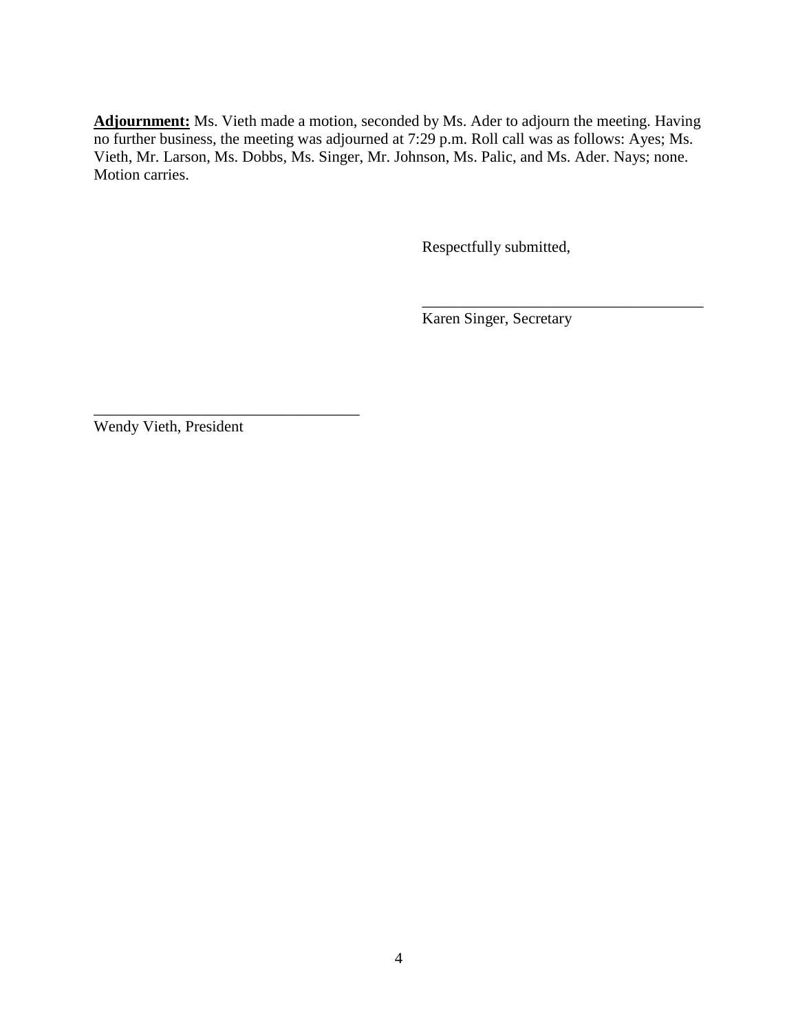**Adjournment:** Ms. Vieth made a motion, seconded by Ms. Ader to adjourn the meeting. Having no further business, the meeting was adjourned at 7:29 p.m. Roll call was as follows: Ayes; Ms. Vieth, Mr. Larson, Ms. Dobbs, Ms. Singer, Mr. Johnson, Ms. Palic, and Ms. Ader. Nays; none. Motion carries.

Respectfully submitted,

_____________________________________
Karen Singer, Secretary

___________________________________
Wendy Vieth, President